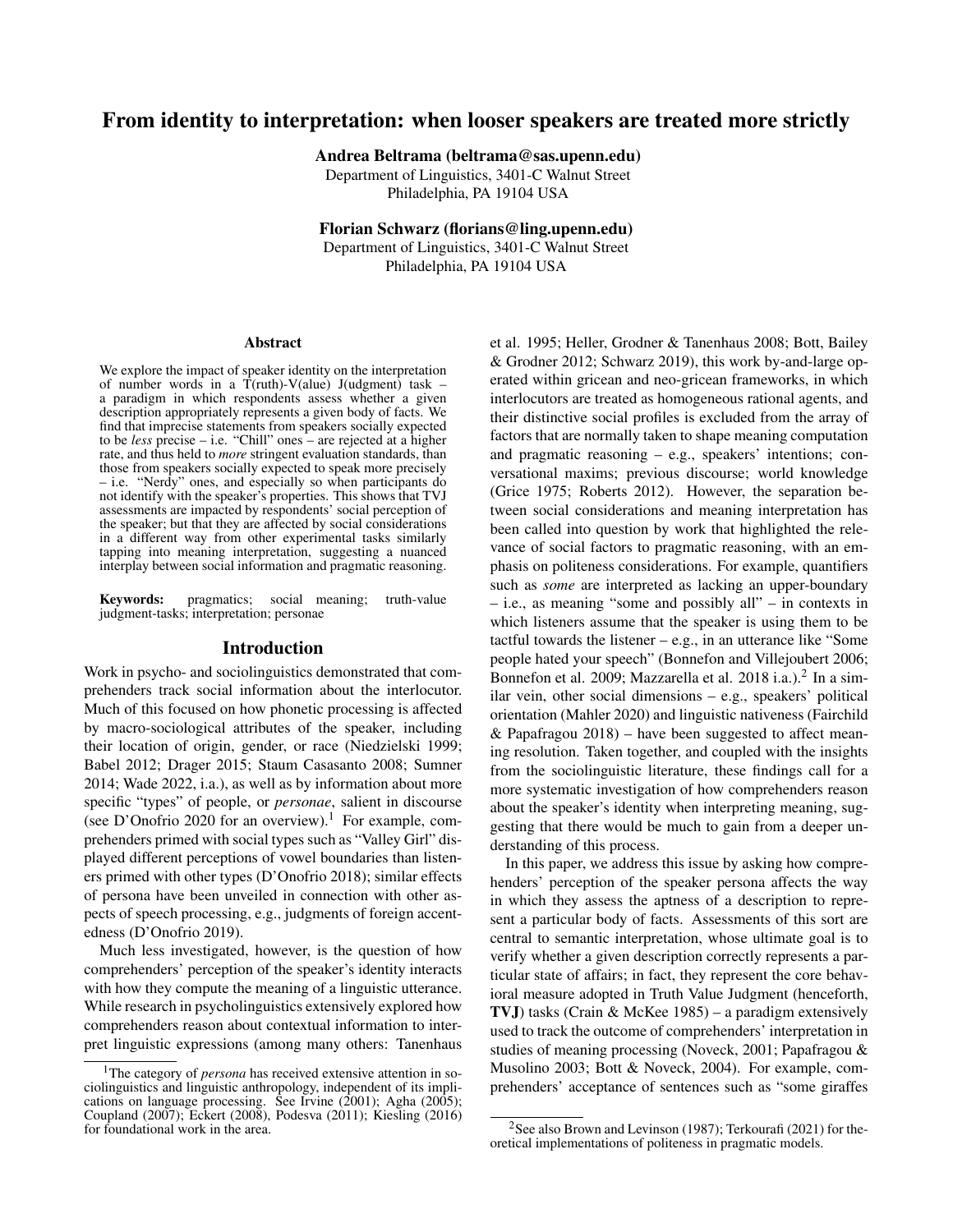# From identity to interpretation: when looser speakers are treated more strictly

**Andrea Beltrama (beltrama@sas.upenn.edu)**
Department of Linguistics, 3401-C Walnut Street
Philadelphia, PA 19104 USA

**Florian Schwarz (florians@ling.upenn.edu)**
Department of Linguistics, 3401-C Walnut Street
Philadelphia, PA 19104 USA

## Abstract

We explore the impact of speaker identity on the interpretation of number words in a T(ruth)-V(alue) J(udgment) task – a paradigm in which respondents assess whether a given description appropriately represents a given body of facts. We find that imprecise statements from speakers socially expected to be *less* precise – i.e. "Chill" ones – are rejected at a higher rate, and thus held to *more* stringent evaluation standards, than those from speakers socially expected to speak more precisely – i.e. "Nerdy" ones, and especially so when participants do not identify with the speaker's properties. This shows that TVJ assessments are impacted by respondents' social perception of the speaker; but that they are affected by social considerations in a different way from other experimental tasks similarly tapping into meaning interpretation, suggesting a nuanced interplay between social information and pragmatic reasoning.

**Keywords:** pragmatics; social meaning; truth-value judgment-tasks; interpretation; personae

## Introduction

Work in psycho- and sociolinguistics demonstrated that comprehenders track social information about the interlocutor. Much of this focused on how phonetic processing is affected by macro-sociological attributes of the speaker, including their location of origin, gender, or race (Niedzielski 1999; Babel 2012; Drager 2015; Staum Casasanto 2008; Sumner 2014; Wade 2022, i.a.), as well as by information about more specific "types" of people, or *personae*, salient in discourse (see D'Onofrio 2020 for an overview).[1] For example, comprehenders primed with social types such as "Valley Girl" displayed different perceptions of vowel boundaries than listeners primed with other types (D'Onofrio 2018); similar effects of persona have been unveiled in connection with other aspects of speech processing, e.g., judgments of foreign accentedness (D'Onofrio 2019).

Much less investigated, however, is the question of how comprehenders' perception of the speaker's identity interacts with how they compute the meaning of a linguistic utterance. While research in psycholinguistics extensively explored how comprehenders reason about contextual information to interpret linguistic expressions (among many others: Tanenhaus et al. 1995; Heller, Grodner & Tanenhaus 2008; Bott, Bailey & Grodner 2012; Schwarz 2019), this work by-and-large operated within gricean and neo-gricean frameworks, in which interlocutors are treated as homogeneous rational agents, and their distinctive social profiles is excluded from the array of factors that are normally taken to shape meaning computation and pragmatic reasoning – e.g., speakers' intentions; conversational maxims; previous discourse; world knowledge (Grice 1975; Roberts 2012). However, the separation between social considerations and meaning interpretation has been called into question by work that highlighted the relevance of social factors to pragmatic reasoning, with an emphasis on politeness considerations. For example, quantifiers such as *some* are interpreted as lacking an upper-boundary – i.e., as meaning "some and possibly all" – in contexts in which listeners assume that the speaker is using them to be tactful towards the listener – e.g., in an utterance like "Some people hated your speech" (Bonnefon and Villejoubert 2006; Bonnefon et al. 2009; Mazzarella et al. 2018 i.a.).[2] In a similar vein, other social dimensions – e.g., speakers' political orientation (Mahler 2020) and linguistic nativeness (Fairchild & Papafragou 2018) – have been suggested to affect meaning resolution. Taken together, and coupled with the insights from the sociolinguistic literature, these findings call for a more systematic investigation of how comprehenders reason about the speaker's identity when interpreting meaning, suggesting that there would be much to gain from a deeper understanding of this process.

In this paper, we address this issue by asking how comprehenders' perception of the speaker persona affects the way in which they assess the aptness of a description to represent a particular body of facts. Assessments of this sort are central to semantic interpretation, whose ultimate goal is to verify whether a given description correctly represents a particular state of affairs; in fact, they represent the core behavioral measure adopted in Truth Value Judgment (henceforth, **TVJ**) tasks (Crain & McKee 1985) – a paradigm extensively used to track the outcome of comprehenders' interpretation in studies of meaning processing (Noveck, 2001; Papafragou & Musolino 2003; Bott & Noveck, 2004). For example, comprehenders' acceptance of sentences such as "some giraffes

[1] The category of *persona* has received extensive attention in sociolinguistics and linguistic anthropology, independent of its implications on language processing. See Irvine (2001); Agha (2005); Coupland (2007); Eckert (2008), Podesva (2011); Kiesling (2016) for foundational work in the area.

[2] See also Brown and Levinson (1987); Terkourafi (2021) for theoretical implementations of politeness in pragmatic models.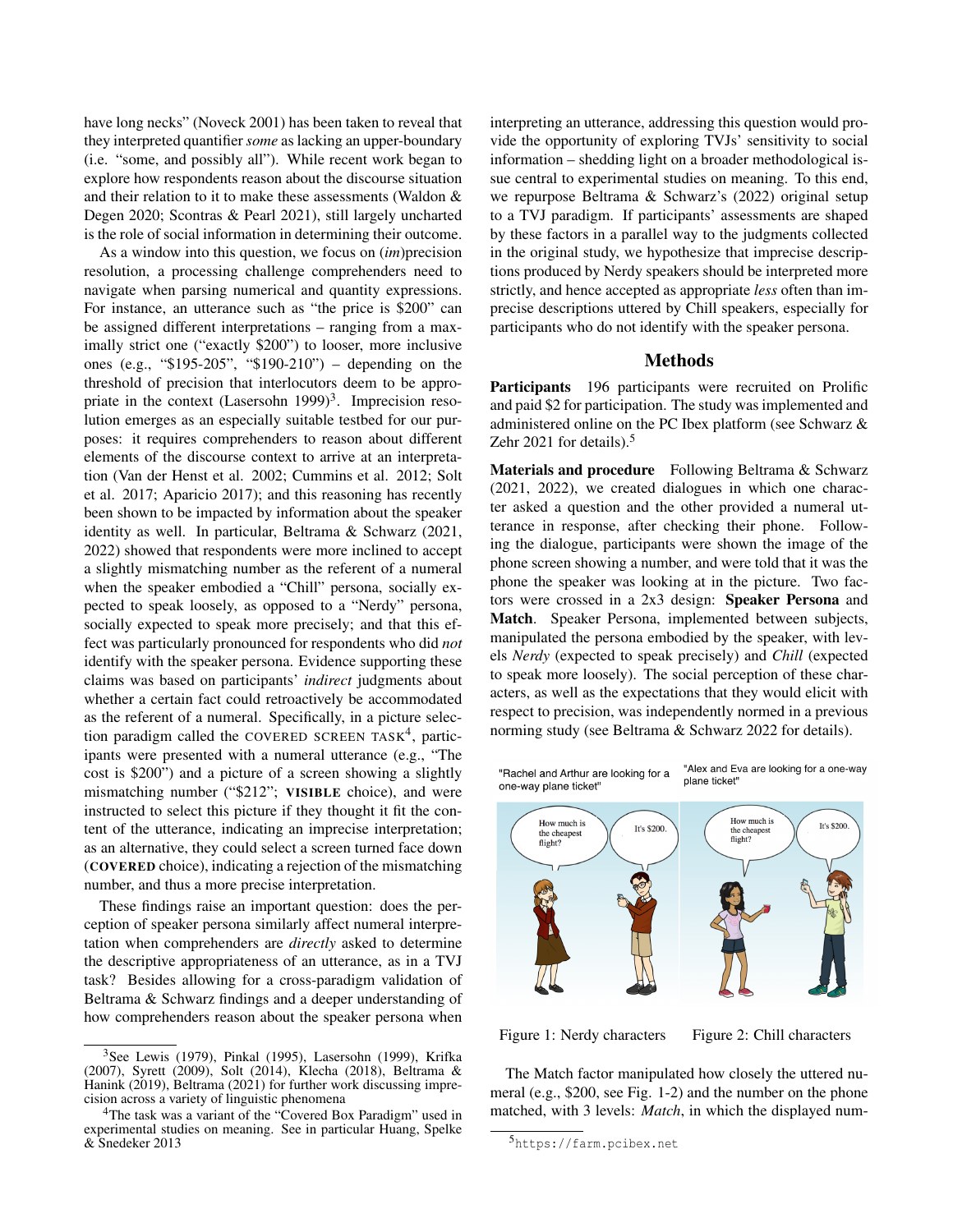have long necks" (Noveck 2001) has been taken to reveal that they interpreted quantifier *some* as lacking an upper-boundary (i.e. "some, and possibly all"). While recent work began to explore how respondents reason about the discourse situation and their relation to it to make these assessments (Waldon & Degen 2020; Scontras & Pearl 2021), still largely uncharted is the role of social information in determining their outcome.

As a window into this question, we focus on (*im*)precision resolution, a processing challenge comprehenders need to navigate when parsing numerical and quantity expressions. For instance, an utterance such as "the price is $200" can be assigned different interpretations – ranging from a maximally strict one ("exactly $200") to looser, more inclusive ones (e.g., "$195-205", "$190-210") – depending on the threshold of precision that interlocutors deem to be appropriate in the context (Lasersohn 1999)[3]. Imprecision resolution emerges as an especially suitable testbed for our purposes: it requires comprehenders to reason about different elements of the discourse context to arrive at an interpretation (Van der Henst et al. 2002; Cummins et al. 2012; Solt et al. 2017; Aparicio 2017); and this reasoning has recently been shown to be impacted by information about the speaker identity as well. In particular, Beltrama & Schwarz (2021, 2022) showed that respondents were more inclined to accept a slightly mismatching number as the referent of a numeral when the speaker embodied a "Chill" persona, socially expected to speak loosely, as opposed to a "Nerdy" persona, socially expected to speak more precisely; and that this effect was particularly pronounced for respondents who did *not* identify with the speaker persona. Evidence supporting these claims was based on participants' *indirect* judgments about whether a certain fact could retroactively be accommodated as the referent of a numeral. Specifically, in a picture selection paradigm called the COVERED SCREEN TASK[4], participants were presented with a numeral utterance (e.g., "The cost is $200") and a picture of a screen showing a slightly mismatching number ("$212"; **VISIBLE** choice), and were instructed to select this picture if they thought it fit the content of the utterance, indicating an imprecise interpretation; as an alternative, they could select a screen turned face down (**COVERED** choice), indicating a rejection of the mismatching number, and thus a more precise interpretation.

These findings raise an important question: does the perception of speaker persona similarly affect numeral interpretation when comprehenders are *directly* asked to determine the descriptive appropriateness of an utterance, as in a TVJ task? Besides allowing for a cross-paradigm validation of Beltrama & Schwarz findings and a deeper understanding of how comprehenders reason about the speaker persona when interpreting an utterance, addressing this question would provide the opportunity of exploring TVJs' sensitivity to social information – shedding light on a broader methodological issue central to experimental studies on meaning. To this end, we repurpose Beltrama & Schwarz's (2022) original setup to a TVJ paradigm. If participants' assessments are shaped by these factors in a parallel way to the judgments collected in the original study, we hypothesize that imprecise descriptions produced by Nerdy speakers should be interpreted more strictly, and hence accepted as appropriate *less* often than imprecise descriptions uttered by Chill speakers, especially for participants who do not identify with the speaker persona.

## Methods

**Participants** 196 participants were recruited on Prolific and paid $2 for participation. The study was implemented and administered online on the PC Ibex platform (see Schwarz & Zehr 2021 for details).[5]

**Materials and procedure** Following Beltrama & Schwarz (2021, 2022), we created dialogues in which one character asked a question and the other provided a numeral utterance in response, after checking their phone. Following the dialogue, participants were shown the image of the phone screen showing a number, and were told that it was the phone the speaker was looking at in the picture. Two factors were crossed in a 2x3 design: **Speaker Persona** and **Match**. Speaker Persona, implemented between subjects, manipulated the persona embodied by the speaker, with levels *Nerdy* (expected to speak precisely) and *Chill* (expected to speak more loosely). The social perception of these characters, as well as the expectations that they would elicit with respect to precision, was independently normed in a previous norming study (see Beltrama & Schwarz 2022 for details).

"Rachel and Arthur are looking for a one-way plane ticket"

"Alex and Eva are looking for a one-way plane ticket"

Figure 1: Nerdy characters

Figure 2: Chill characters

The Match factor manipulated how closely the uttered numeral (e.g., $200, see Fig. 1-2) and the number on the phone matched, with 3 levels: *Match*, in which the displayed num-

[3]See Lewis (1979), Pinkal (1995), Lasersohn (1999), Krifka (2007), Syrett (2009), Solt (2014), Klecha (2018), Beltrama & Hanink (2019), Beltrama (2021) for further work discussing imprecision across a variety of linguistic phenomena

[4]The task was a variant of the "Covered Box Paradigm" used in experimental studies on meaning. See in particular Huang, Spelke & Snedeker 2013

[5]https://farm.pcibex.net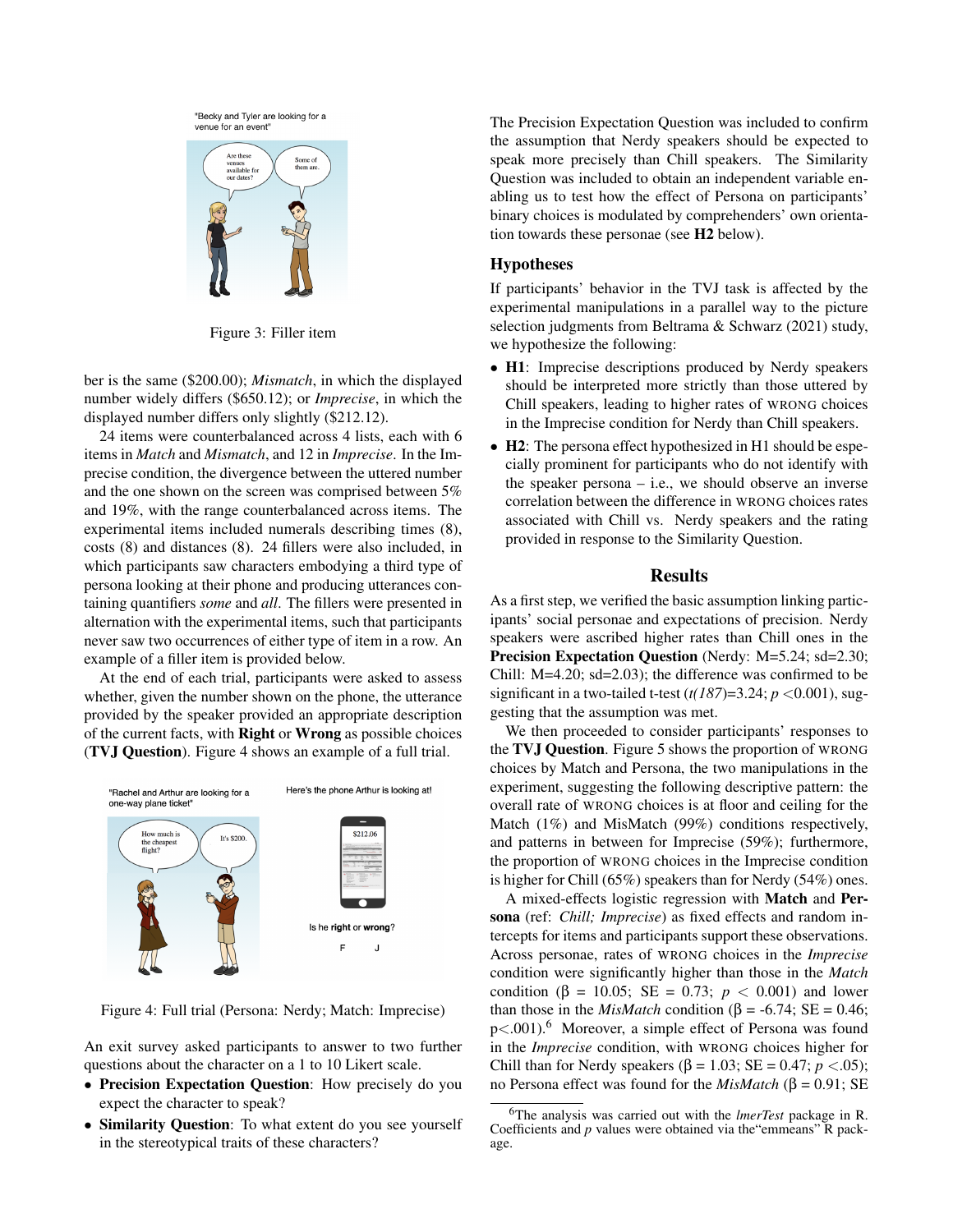Figure 3: Filler item

ber is the same ($200.00); *Mismatch*, in which the displayed number widely differs ($650.12); or *Imprecise*, in which the displayed number differs only slightly ($212.12).

24 items were counterbalanced across 4 lists, each with 6 items in *Match* and *Mismatch*, and 12 in *Imprecise*. In the Imprecise condition, the divergence between the uttered number and the one shown on the screen was comprised between 5% and 19%, with the range counterbalanced across items. The experimental items included numerals describing times (8), costs (8) and distances (8). 24 fillers were also included, in which participants saw characters embodying a third type of persona looking at their phone and producing utterances containing quantifiers *some* and *all*. The fillers were presented in alternation with the experimental items, such that participants never saw two occurrences of either type of item in a row. An example of a filler item is provided below.

At the end of each trial, participants were asked to assess whether, given the number shown on the phone, the utterance provided by the speaker provided an appropriate description of the current facts, with **Right** or **Wrong** as possible choices (**TVJ Question**). Figure 4 shows an example of a full trial.

Figure 4: Full trial (Persona: Nerdy; Match: Imprecise)

An exit survey asked participants to answer to two further questions about the character on a 1 to 10 Likert scale.

- **Precision Expectation Question**: How precisely do you expect the character to speak?
- **Similarity Question**: To what extent do you see yourself in the stereotypical traits of these characters?

The Precision Expectation Question was included to confirm the assumption that Nerdy speakers should be expected to speak more precisely than Chill speakers. The Similarity Question was included to obtain an independent variable enabling us to test how the effect of Persona on participants' binary choices is modulated by comprehenders' own orientation towards these personae (see **H2** below).

### Hypotheses

If participants' behavior in the TVJ task is affected by the experimental manipulations in a parallel way to the picture selection judgments from Beltrama & Schwarz (2021) study, we hypothesize the following:

- **H1**: Imprecise descriptions produced by Nerdy speakers should be interpreted more strictly than those uttered by Chill speakers, leading to higher rates of WRONG choices in the Imprecise condition for Nerdy than Chill speakers.
- **H2**: The persona effect hypothesized in H1 should be especially prominent for participants who do not identify with the speaker persona – i.e., we should observe an inverse correlation between the difference in WRONG choices rates associated with Chill vs. Nerdy speakers and the rating provided in response to the Similarity Question.

## Results

As a first step, we verified the basic assumption linking participants' social personae and expectations of precision. Nerdy speakers were ascribed higher rates than Chill ones in the **Precision Expectation Question** (Nerdy: M=5.24; sd=2.30; Chill: M=4.20; sd=2.03); the difference was confirmed to be significant in a two-tailed t-test ($t(187)=3.24$; $p<0.001$), suggesting that the assumption was met.

We then proceeded to consider participants' responses to the **TVJ Question**. Figure 5 shows the proportion of WRONG choices by Match and Persona, the two manipulations in the experiment, suggesting the following descriptive pattern: the overall rate of WRONG choices is at floor and ceiling for the Match (1%) and MisMatch (99%) conditions respectively, and patterns in between for Imprecise (59%); furthermore, the proportion of WRONG choices in the Imprecise condition is higher for Chill (65%) speakers than for Nerdy (54%) ones.

A mixed-effects logistic regression with **Match** and **Persona** (ref: *Chill; Imprecise*) as fixed effects and random intercepts for items and participants support these observations. Across personae, rates of WRONG choices in the *Imprecise* condition were significantly higher than those in the *Match* condition ($\beta$ = 10.05; SE = 0.73; $p<0.001$) and lower than those in the *MisMatch* condition ($\beta$ = -6.74; SE = 0.46; $p<.001$).[6] Moreover, a simple effect of Persona was found in the *Imprecise* condition, with WRONG choices higher for Chill than for Nerdy speakers ($\beta$ = 1.03; SE = 0.47; $p<.05$); no Persona effect was found for the *MisMatch* ($\beta$ = 0.91; SE

[6] The analysis was carried out with the *lmerTest* package in R. Coefficients and *p* values were obtained via the"emmeans" R package.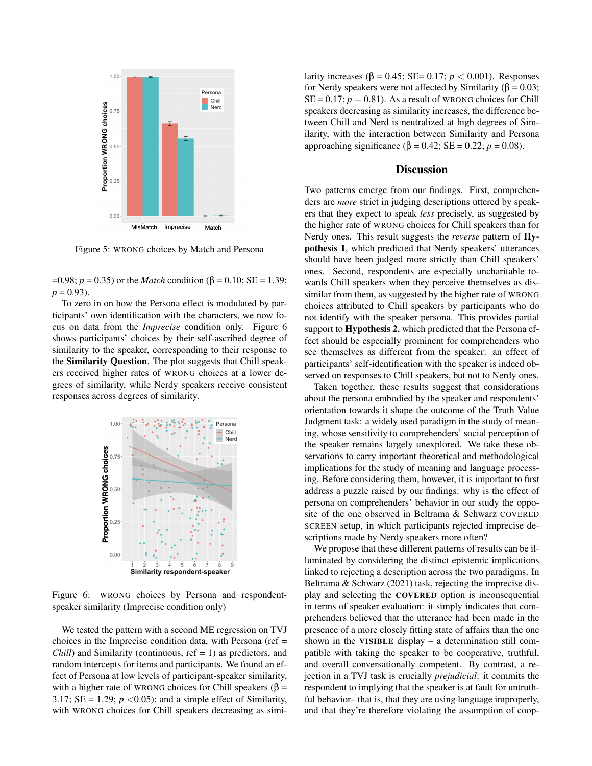Figure 5: WRONG choices by Match and Persona

=0.98; $p$ = 0.35) or the *Match* condition ($\beta$ = 0.10; SE = 1.39; $p$ = 0.93).

To zero in on how the Persona effect is modulated by participants' own identification with the characters, we now focus on data from the *Imprecise* condition only. Figure 6 shows participants' choices by their self-ascribed degree of similarity to the speaker, corresponding to their response to the **Similarity Question**. The plot suggests that Chill speakers received higher rates of WRONG choices at a lower degrees of similarity, while Nerdy speakers receive consistent responses across degrees of similarity.

Figure 6: WRONG choices by Persona and respondent-speaker similarity (Imprecise condition only)

We tested the pattern with a second ME regression on TVJ choices in the Imprecise condition data, with Persona (ref = *Chill*) and Similarity (continuous, ref = 1) as predictors, and random intercepts for items and participants. We found an effect of Persona at low levels of participant-speaker similarity, with a higher rate of WRONG choices for Chill speakers ($\beta$ = 3.17; SE = 1.29; $p < 0.05$); and a simple effect of Similarity, with WRONG choices for Chill speakers decreasing as similarity increases ($\beta$ = 0.45; SE= 0.17; $p < 0.001$). Responses for Nerdy speakers were not affected by Similarity ($\beta$ = 0.03; SE = 0.17; $p$ = 0.81). As a result of WRONG choices for Chill speakers decreasing as similarity increases, the difference between Chill and Nerd is neutralized at high degrees of Similarity, with the interaction between Similarity and Persona approaching significance ($\beta$ = 0.42; SE = 0.22; $p$ = 0.08).

## Discussion

Two patterns emerge from our findings. First, comprehenders are *more* strict in judging descriptions uttered by speakers that they expect to speak *less* precisely, as suggested by the higher rate of WRONG choices for Chill speakers than for Nerdy ones. This result suggests the *reverse* pattern of **Hypothesis 1**, which predicted that Nerdy speakers' utterances should have been judged more strictly than Chill speakers' ones. Second, respondents are especially uncharitable towards Chill speakers when they perceive themselves as dissimilar from them, as suggested by the higher rate of WRONG choices attributed to Chill speakers by participants who do not identify with the speaker persona. This provides partial support to **Hypothesis 2**, which predicted that the Persona effect should be especially prominent for comprehenders who see themselves as different from the speaker: an effect of participants' self-identification with the speaker is indeed observed on responses to Chill speakers, but not to Nerdy ones.

Taken together, these results suggest that considerations about the persona embodied by the speaker and respondents' orientation towards it shape the outcome of the Truth Value Judgment task: a widely used paradigm in the study of meaning, whose sensitivity to comprehenders' social perception of the speaker remains largely unexplored. We take these observations to carry important theoretical and methodological implications for the study of meaning and language processing. Before considering them, however, it is important to first address a puzzle raised by our findings: why is the effect of persona on comprehenders' behavior in our study the opposite of the one observed in Beltrama & Schwarz COVERED SCREEN setup, in which participants rejected imprecise descriptions made by Nerdy speakers more often?

We propose that these different patterns of results can be illuminated by considering the distinct epistemic implications linked to rejecting a description across the two paradigms. In Beltrama & Schwarz (2021) task, rejecting the imprecise display and selecting the **COVERED** option is inconsequential in terms of speaker evaluation: it simply indicates that comprehenders believed that the utterance had been made in the presence of a more closely fitting state of affairs than the one shown in the **VISIBLE** display – a determination still compatible with taking the speaker to be cooperative, truthful, and overall conversationally competent. By contrast, a rejection in a TVJ task is crucially *prejudicial*: it commits the respondent to implying that the speaker is at fault for untruthful behavior– that is, that they are using language improperly, and that they're therefore violating the assumption of coop-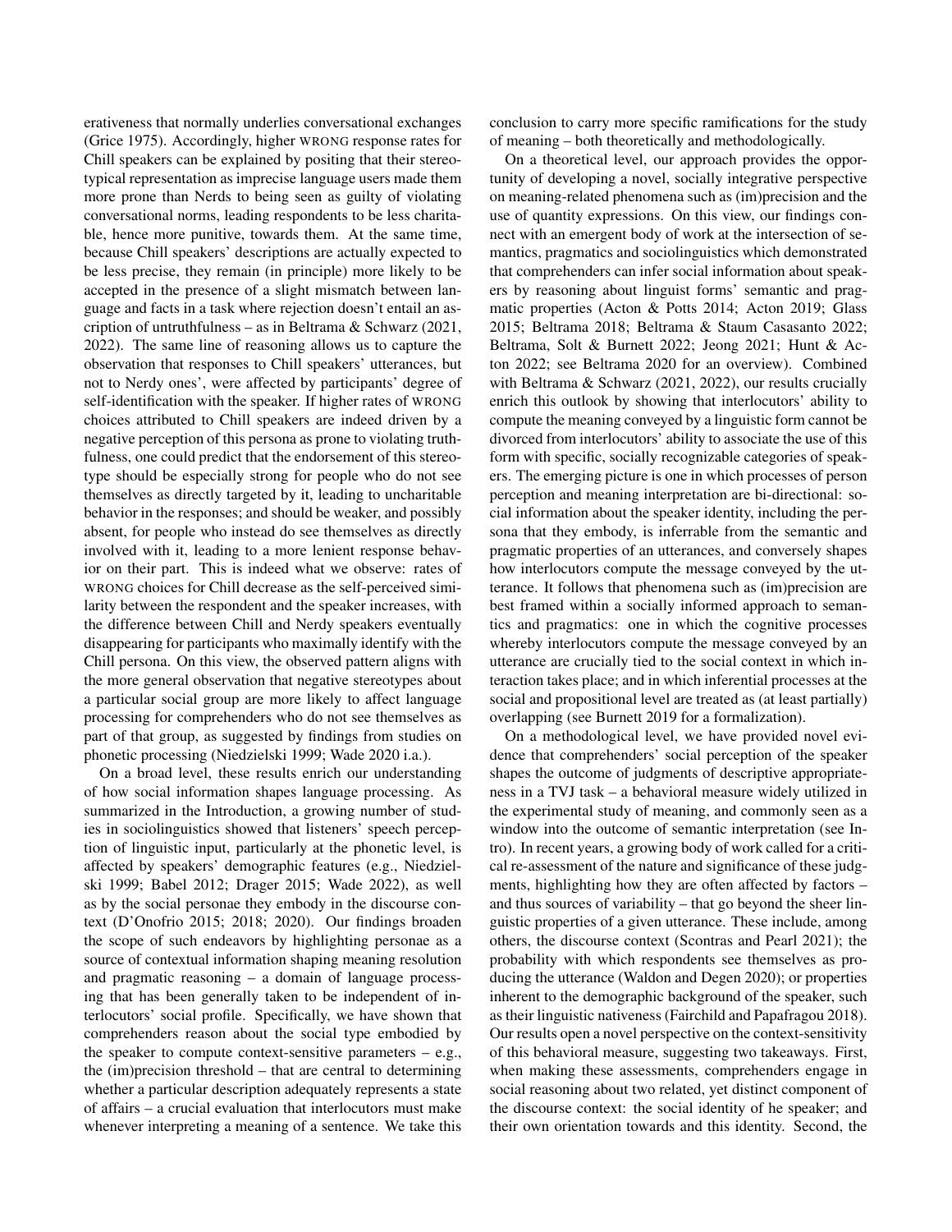erativeness that normally underlies conversational exchanges (Grice 1975). Accordingly, higher WRONG response rates for Chill speakers can be explained by positing that their stereotypical representation as imprecise language users made them more prone than Nerds to being seen as guilty of violating conversational norms, leading respondents to be less charitable, hence more punitive, towards them. At the same time, because Chill speakers' descriptions are actually expected to be less precise, they remain (in principle) more likely to be accepted in the presence of a slight mismatch between language and facts in a task where rejection doesn't entail an ascription of untruthfulness – as in Beltrama & Schwarz (2021, 2022). The same line of reasoning allows us to capture the observation that responses to Chill speakers' utterances, but not to Nerdy ones', were affected by participants' degree of self-identification with the speaker. If higher rates of WRONG choices attributed to Chill speakers are indeed driven by a negative perception of this persona as prone to violating truthfulness, one could predict that the endorsement of this stereotype should be especially strong for people who do not see themselves as directly targeted by it, leading to uncharitable behavior in the responses; and should be weaker, and possibly absent, for people who instead do see themselves as directly involved with it, leading to a more lenient response behavior on their part. This is indeed what we observe: rates of WRONG choices for Chill decrease as the self-perceived similarity between the respondent and the speaker increases, with the difference between Chill and Nerdy speakers eventually disappearing for participants who maximally identify with the Chill persona. On this view, the observed pattern aligns with the more general observation that negative stereotypes about a particular social group are more likely to affect language processing for comprehenders who do not see themselves as part of that group, as suggested by findings from studies on phonetic processing (Niedzielski 1999; Wade 2020 i.a.).

On a broad level, these results enrich our understanding of how social information shapes language processing. As summarized in the Introduction, a growing number of studies in sociolinguistics showed that listeners' speech perception of linguistic input, particularly at the phonetic level, is affected by speakers' demographic features (e.g., Niedzielski 1999; Babel 2012; Drager 2015; Wade 2022), as well as by the social personae they embody in the discourse context (D'Onofrio 2015; 2018; 2020). Our findings broaden the scope of such endeavors by highlighting personae as a source of contextual information shaping meaning resolution and pragmatic reasoning – a domain of language processing that has been generally taken to be independent of interlocutors' social profile. Specifically, we have shown that comprehenders reason about the social type embodied by the speaker to compute context-sensitive parameters – e.g., the (im)precision threshold – that are central to determining whether a particular description adequately represents a state of affairs – a crucial evaluation that interlocutors must make whenever interpreting a meaning of a sentence. We take this conclusion to carry more specific ramifications for the study of meaning – both theoretically and methodologically.

On a theoretical level, our approach provides the opportunity of developing a novel, socially integrative perspective on meaning-related phenomena such as (im)precision and the use of quantity expressions. On this view, our findings connect with an emergent body of work at the intersection of semantics, pragmatics and sociolinguistics which demonstrated that comprehenders can infer social information about speakers by reasoning about linguist forms' semantic and pragmatic properties (Acton & Potts 2014; Acton 2019; Glass 2015; Beltrama 2018; Beltrama & Staum Casasanto 2022; Beltrama, Solt & Burnett 2022; Jeong 2021; Hunt & Acton 2022; see Beltrama 2020 for an overview). Combined with Beltrama & Schwarz (2021, 2022), our results crucially enrich this outlook by showing that interlocutors' ability to compute the meaning conveyed by a linguistic form cannot be divorced from interlocutors' ability to associate the use of this form with specific, socially recognizable categories of speakers. The emerging picture is one in which processes of person perception and meaning interpretation are bi-directional: social information about the speaker identity, including the persona that they embody, is inferrable from the semantic and pragmatic properties of an utterances, and conversely shapes how interlocutors compute the message conveyed by the utterance. It follows that phenomena such as (im)precision are best framed within a socially informed approach to semantics and pragmatics: one in which the cognitive processes whereby interlocutors compute the message conveyed by an utterance are crucially tied to the social context in which interaction takes place; and in which inferential processes at the social and propositional level are treated as (at least partially) overlapping (see Burnett 2019 for a formalization).

On a methodological level, we have provided novel evidence that comprehenders' social perception of the speaker shapes the outcome of judgments of descriptive appropriateness in a TVJ task – a behavioral measure widely utilized in the experimental study of meaning, and commonly seen as a window into the outcome of semantic interpretation (see Intro). In recent years, a growing body of work called for a critical re-assessment of the nature and significance of these judgments, highlighting how they are often affected by factors – and thus sources of variability – that go beyond the sheer linguistic properties of a given utterance. These include, among others, the discourse context (Scontras and Pearl 2021); the probability with which respondents see themselves as producing the utterance (Waldon and Degen 2020); or properties inherent to the demographic background of the speaker, such as their linguistic nativeness (Fairchild and Papafragou 2018). Our results open a novel perspective on the context-sensitivity of this behavioral measure, suggesting two takeaways. First, when making these assessments, comprehenders engage in social reasoning about two related, yet distinct component of the discourse context: the social identity of he speaker; and their own orientation towards and this identity. Second, the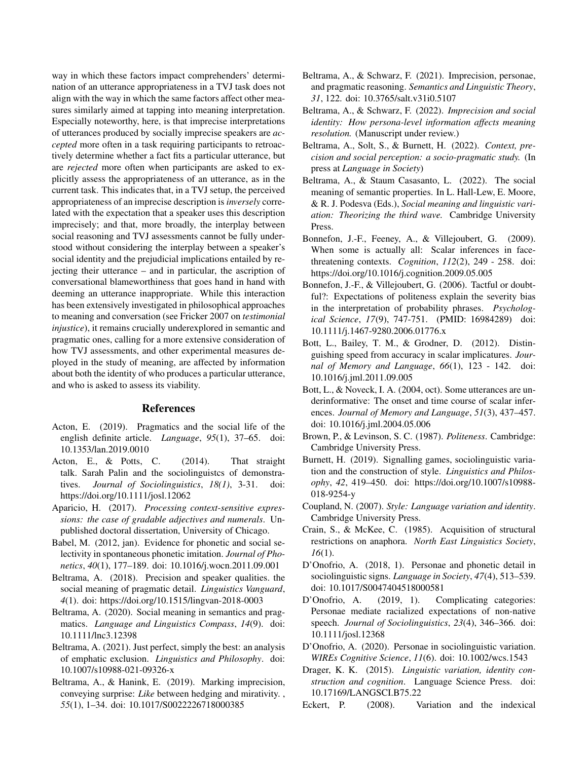way in which these factors impact comprehenders' determination of an utterance appropriateness in a TVJ task does not align with the way in which the same factors affect other measures similarly aimed at tapping into meaning interpretation. Especially noteworthy, here, is that imprecise interpretations of utterances produced by socially imprecise speakers are *accepted* more often in a task requiring participants to retroactively determine whether a fact fits a particular utterance, but are *rejected* more often when participants are asked to explicitly assess the appropriateness of an utterance, as in the current task. This indicates that, in a TVJ setup, the perceived appropriateness of an imprecise description is *inversely* correlated with the expectation that a speaker uses this description imprecisely; and that, more broadly, the interplay between social reasoning and TVJ assessments cannot be fully understood without considering the interplay between a speaker's social identity and the prejudicial implications entailed by rejecting their utterance – and in particular, the ascription of conversational blameworthiness that goes hand in hand with deeming an utterance inappropriate. While this interaction has been extensively investigated in philosophical approaches to meaning and conversation (see Fricker 2007 on *testimonial injustice*), it remains crucially underexplored in semantic and pragmatic ones, calling for a more extensive consideration of how TVJ assessments, and other experimental measures deployed in the study of meaning, are affected by information about both the identity of who produces a particular utterance, and who is asked to assess its viability.

## References

Acton, E. (2019). Pragmatics and the social life of the english definite article. *Language*, *95*(1), 37–65. doi: 10.1353/lan.2019.0010

Acton, E., & Potts, C. (2014). That straight talk. Sarah Palin and the sociolinguistcs of demonstratives. *Journal of Sociolinguistics*, *18(1)*, 3-31. doi: https://doi.org/10.1111/josl.12062

Aparicio, H. (2017). *Processing context-sensitive expressions: the case of gradable adjectives and numerals*. Unpublished doctoral dissertation, University of Chicago.

Babel, M. (2012, jan). Evidence for phonetic and social selectivity in spontaneous phonetic imitation. *Journal of Phonetics*, *40*(1), 177–189. doi: 10.1016/j.wocn.2011.09.001

Beltrama, A. (2018). Precision and speaker qualities. the social meaning of pragmatic detail. *Linguistics Vanguard*, *4*(1). doi: https://doi.org/10.1515/lingvan-2018-0003

Beltrama, A. (2020). Social meaning in semantics and pragmatics. *Language and Linguistics Compass*, *14*(9). doi: 10.1111/lnc3.12398

Beltrama, A. (2021). Just perfect, simply the best: an analysis of emphatic exclusion. *Linguistics and Philosophy*. doi: 10.1007/s10988-021-09326-x

Beltrama, A., & Hanink, E. (2019). Marking imprecision, conveying surprise: *Like* between hedging and mirativity. , *55*(1), 1–34. doi: 10.1017/S0022226718000385

Beltrama, A., & Schwarz, F. (2021). Imprecision, personae, and pragmatic reasoning. *Semantics and Linguistic Theory*, *31*, 122. doi: 10.3765/salt.v31i0.5107

Beltrama, A., & Schwarz, F. (2022). *Imprecision and social identity: How persona-level information affects meaning resolution.* (Manuscript under review.)

Beltrama, A., Solt, S., & Burnett, H. (2022). *Context, precision and social perception: a socio-pragmatic study.* (In press at *Language in Society*)

Beltrama, A., & Staum Casasanto, L. (2022). The social meaning of semantic properties. In L. Hall-Lew, E. Moore, & R. J. Podesva (Eds.), *Social meaning and linguistic variation: Theorizing the third wave.* Cambridge University Press.

Bonnefon, J.-F., Feeney, A., & Villejoubert, G. (2009). When some is actually all: Scalar inferences in face-threatening contexts. *Cognition*, *112*(2), 249 - 258. doi: https://doi.org/10.1016/j.cognition.2009.05.005

Bonnefon, J.-F., & Villejoubert, G. (2006). Tactful or doubtful?: Expectations of politeness explain the severity bias in the interpretation of probability phrases. *Psychological Science*, *17*(9), 747-751. (PMID: 16984289) doi: 10.1111/j.1467-9280.2006.01776.x

Bott, L., Bailey, T. M., & Grodner, D. (2012). Distinguishing speed from accuracy in scalar implicatures. *Journal of Memory and Language*, *66*(1), 123 - 142. doi: 10.1016/j.jml.2011.09.005

Bott, L., & Noveck, I. A. (2004, oct). Some utterances are underinformative: The onset and time course of scalar inferences. *Journal of Memory and Language*, *51*(3), 437–457. doi: 10.1016/j.jml.2004.05.006

Brown, P., & Levinson, S. C. (1987). *Politeness*. Cambridge: Cambridge University Press.

Burnett, H. (2019). Signalling games, sociolinguistic variation and the construction of style. *Linguistics and Philosophy*, *42*, 419–450. doi: https://doi.org/10.1007/s10988-018-9254-y

Coupland, N. (2007). *Style: Language variation and identity*. Cambridge University Press.

Crain, S., & McKee, C. (1985). Acquisition of structural restrictions on anaphora. *North East Linguistics Society*, *16*(1).

D'Onofrio, A. (2018, 1). Personae and phonetic detail in sociolinguistic signs. *Language in Society*, *47*(4), 513–539. doi: 10.1017/S0047404518000581

D'Onofrio, A. (2019, 1). Complicating categories: Personae mediate racialized expectations of non-native speech. *Journal of Sociolinguistics*, *23*(4), 346–366. doi: 10.1111/josl.12368

D'Onofrio, A. (2020). Personae in sociolinguistic variation. *WIREs Cognitive Science*, *11*(6). doi: 10.1002/wcs.1543

Drager, K. K. (2015). *Linguistic variation, identity construction and cognition*. Language Science Press. doi: 10.17169/LANGSCI.B75.22

Eckert, P. (2008). Variation and the indexical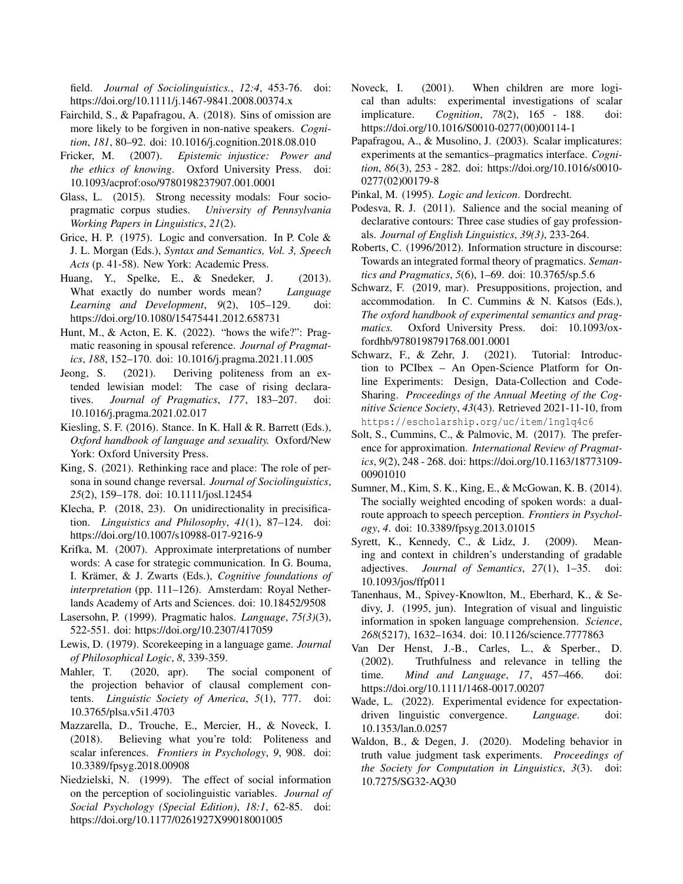field. *Journal of Sociolinguistics.*, *12:4*, 453-76. doi: https://doi.org/10.1111/j.1467-9841.2008.00374.x

Fairchild, S., & Papafragou, A. (2018). Sins of omission are more likely to be forgiven in non-native speakers. *Cognition*, *181*, 80–92. doi: 10.1016/j.cognition.2018.08.010

Fricker, M. (2007). *Epistemic injustice: Power and the ethics of knowing*. Oxford University Press. doi: 10.1093/acprof:oso/9780198237907.001.0001

Glass, L. (2015). Strong necessity modals: Four sociopragmatic corpus studies. *University of Pennsylvania Working Papers in Linguistics*, *21*(2).

Grice, H. P. (1975). Logic and conversation. In P. Cole & J. L. Morgan (Eds.), *Syntax and Semantics, Vol. 3, Speech Acts* (p. 41-58). New York: Academic Press.

Huang, Y., Spelke, E., & Snedeker, J. (2013). What exactly do number words mean? *Language Learning and Development*, *9*(2), 105–129. doi: https://doi.org/10.1080/15475441.2012.658731

Hunt, M., & Acton, E. K. (2022). "hows the wife?": Pragmatic reasoning in spousal reference. *Journal of Pragmatics*, *188*, 152–170. doi: 10.1016/j.pragma.2021.11.005

Jeong, S. (2021). Deriving politeness from an extended lewisian model: The case of rising declaratives. *Journal of Pragmatics*, *177*, 183–207. doi: 10.1016/j.pragma.2021.02.017

Kiesling, S. F. (2016). Stance. In K. Hall & R. Barrett (Eds.), *Oxford handbook of language and sexuality.* Oxford/New York: Oxford University Press.

King, S. (2021). Rethinking race and place: The role of persona in sound change reversal. *Journal of Sociolinguistics*, *25*(2), 159–178. doi: 10.1111/josl.12454

Klecha, P. (2018, 23). On unidirectionality in precisification. *Linguistics and Philosophy*, *41*(1), 87–124. doi: https://doi.org/10.1007/s10988-017-9216-9

Krifka, M. (2007). Approximate interpretations of number words: A case for strategic communication. In G. Bouma, I. Krämer, & J. Zwarts (Eds.), *Cognitive foundations of interpretation* (pp. 111–126). Amsterdam: Royal Netherlands Academy of Arts and Sciences. doi: 10.18452/9508

Lasersohn, P. (1999). Pragmatic halos. *Language*, *75(3)*(3), 522-551. doi: https://doi.org/10.2307/417059

Lewis, D. (1979). Scorekeeping in a language game. *Journal of Philosophical Logic*, *8*, 339-359.

Mahler, T. (2020, apr). The social component of the projection behavior of clausal complement contents. *Linguistic Society of America*, *5*(1), 777. doi: 10.3765/plsa.v5i1.4703

Mazzarella, D., Trouche, E., Mercier, H., & Noveck, I. (2018). Believing what you're told: Politeness and scalar inferences. *Frontiers in Psychology*, *9*, 908. doi: 10.3389/fpsyg.2018.00908

Niedzielski, N. (1999). The effect of social information on the perception of sociolinguistic variables. *Journal of Social Psychology (Special Edition)*, *18:1*, 62-85. doi: https://doi.org/10.1177/0261927X99018001005

Noveck, I. (2001). When children are more logical than adults: experimental investigations of scalar implicature. *Cognition*, *78*(2), 165 - 188. doi: https://doi.org/10.1016/S0010-0277(00)00114-1

Papafragou, A., & Musolino, J. (2003). Scalar implicatures: experiments at the semantics–pragmatics interface. *Cognition*, *86*(3), 253 - 282. doi: https://doi.org/10.1016/s0010-0277(02)00179-8

Pinkal, M. (1995). *Logic and lexicon*. Dordrecht.

Podesva, R. J. (2011). Salience and the social meaning of declarative contours: Three case studies of gay professionals. *Journal of English Linguistics*, *39(3)*, 233-264.

Roberts, C. (1996/2012). Information structure in discourse: Towards an integrated formal theory of pragmatics. *Semantics and Pragmatics*, *5*(6), 1–69. doi: 10.3765/sp.5.6

Schwarz, F. (2019, mar). Presuppositions, projection, and accommodation. In C. Cummins & N. Katsos (Eds.), *The oxford handbook of experimental semantics and pragmatics.* Oxford University Press. doi: 10.1093/oxfordhb/9780198791768.001.0001

Schwarz, F., & Zehr, J. (2021). Tutorial: Introduction to PCIbex – An Open-Science Platform for Online Experiments: Design, Data-Collection and Code-Sharing. *Proceedings of the Annual Meeting of the Cognitive Science Society*, *43*(43). Retrieved 2021-11-10, from https://escholarship.org/uc/item/1ng1q4c6

Solt, S., Cummins, C., & Palmovic, M. (2017). The preference for approximation. *International Review of Pragmatics*, *9*(2), 248 - 268. doi: https://doi.org/10.1163/18773109-00901010

Sumner, M., Kim, S. K., King, E., & McGowan, K. B. (2014). The socially weighted encoding of spoken words: a dual-route approach to speech perception. *Frontiers in Psychology*, *4*. doi: 10.3389/fpsyg.2013.01015

Syrett, K., Kennedy, C., & Lidz, J. (2009). Meaning and context in children's understanding of gradable adjectives. *Journal of Semantics*, *27*(1), 1–35. doi: 10.1093/jos/ffp011

Tanenhaus, M., Spivey-Knowlton, M., Eberhard, K., & Sedivy, J. (1995, jun). Integration of visual and linguistic information in spoken language comprehension. *Science*, *268*(5217), 1632–1634. doi: 10.1126/science.7777863

Van Der Henst, J.-B., Carles, L., & Sperber., D. (2002). Truthfulness and relevance in telling the time. *Mind and Language*, *17*, 457–466. doi: https://doi.org/10.1111/1468-0017.00207

Wade, L. (2022). Experimental evidence for expectation-driven linguistic convergence. *Language*. doi: 10.1353/lan.0.0257

Waldon, B., & Degen, J. (2020). Modeling behavior in truth value judgment task experiments. *Proceedings of the Society for Computation in Linguistics*, *3*(3). doi: 10.7275/SG32-AQ30